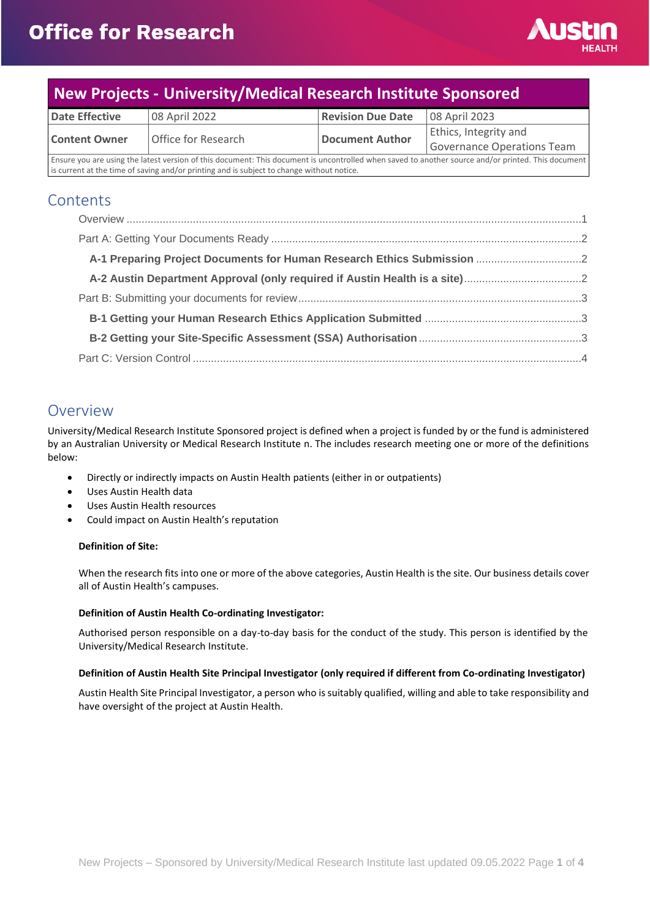# Office for Research

## New Projects - University/Medical Research Institute Sponsored

| Date Effective | 08 April 2022 | Revision Due Date | 08 April 2023 |
|---|---|---|---|
| Content Owner | Office for Research | Document Author | Ethics, Integrity and Governance Operations Team |

Ensure you are using the latest version of this document: This document is uncontrolled when saved to another source and/or printed. This document is current at the time of saving and/or printing and is subject to change without notice.

## Contents

Overview ....1

Part A: Getting Your Documents Ready ....2

**A-1 Preparing Project Documents for Human Research Ethics Submission** ....2

**A-2 Austin Department Approval (only required if Austin Health is a site)** ....2

Part B: Submitting your documents for review ....3

**B-1 Getting your Human Research Ethics Application Submitted** ....3

**B-2 Getting your Site-Specific Assessment (SSA) Authorisation** ....3

Part C: Version Control ....4

## Overview

University/Medical Research Institute Sponsored project is defined when a project is funded by or the fund is administered by an Australian University or Medical Research Institute n. The includes research meeting one or more of the definitions below:

- Directly or indirectly impacts on Austin Health patients (either in or outpatients)
- Uses Austin Health data
- Uses Austin Health resources
- Could impact on Austin Health's reputation

**Definition of Site:**

When the research fits into one or more of the above categories, Austin Health is the site. Our business details cover all of Austin Health's campuses.

**Definition of Austin Health Co-ordinating Investigator:**

Authorised person responsible on a day-to-day basis for the conduct of the study. This person is identified by the University/Medical Research Institute.

**Definition of Austin Health Site Principal Investigator (only required if different from Co-ordinating Investigator)**

Austin Health Site Principal Investigator, a person who is suitably qualified, willing and able to take responsibility and have oversight of the project at Austin Health.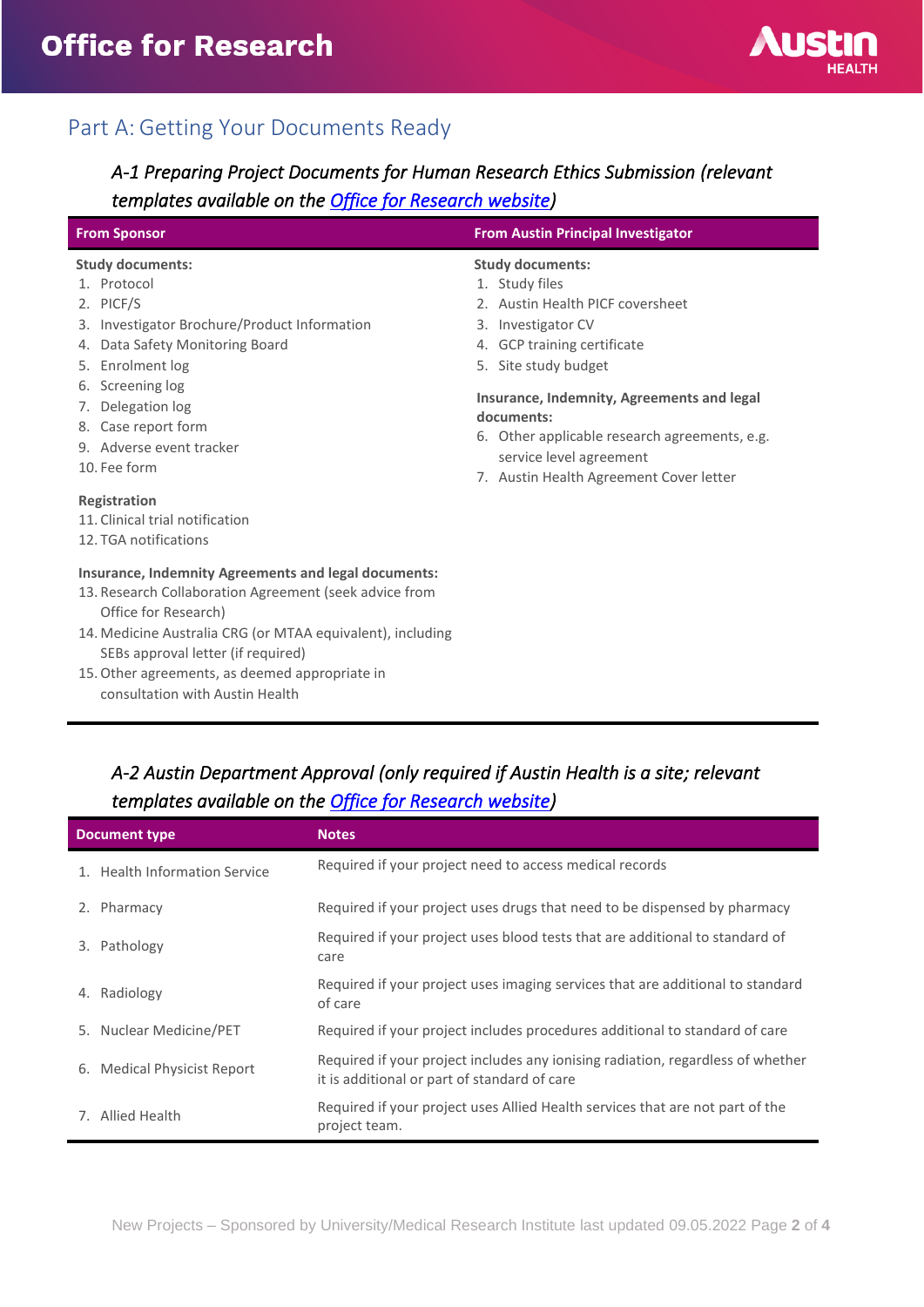## Part A: Getting Your Documents Ready

### *A-1 Preparing Project Documents for Human Research Ethics Submission (relevant templates available on the [Office for Research website](#))*

| From Sponsor | From Austin Principal Investigator |
|---|---|
| **Study documents:**<br>1. Protocol<br>2. PICF/S<br>3. Investigator Brochure/Product Information<br>4. Data Safety Monitoring Board<br>5. Enrolment log<br>6. Screening log<br>7. Delegation log<br>8. Case report form<br>9. Adverse event tracker<br>10. Fee form<br><br>**Registration**<br>11. Clinical trial notification<br>12. TGA notifications<br><br>**Insurance, Indemnity Agreements and legal documents:**<br>13. Research Collaboration Agreement (seek advice from Office for Research)<br>14. Medicine Australia CRG (or MTAA equivalent), including SEBs approval letter (if required)<br>15. Other agreements, as deemed appropriate in consultation with Austin Health | **Study documents:**<br>1. Study files<br>2. Austin Health PICF coversheet<br>3. Investigator CV<br>4. GCP training certificate<br>5. Site study budget<br><br>**Insurance, Indemnity, Agreements and legal documents:**<br>6. Other applicable research agreements, e.g. service level agreement<br>7. Austin Health Agreement Cover letter |

### *A-2 Austin Department Approval (only required if Austin Health is a site; relevant templates available on the [Office for Research website](#))*

| Document type | Notes |
|---|---|
| 1. Health Information Service | Required if your project need to access medical records |
| 2. Pharmacy | Required if your project uses drugs that need to be dispensed by pharmacy |
| 3. Pathology | Required if your project uses blood tests that are additional to standard of care |
| 4. Radiology | Required if your project uses imaging services that are additional to standard of care |
| 5. Nuclear Medicine/PET | Required if your project includes procedures additional to standard of care |
| 6. Medical Physicist Report | Required if your project includes any ionising radiation, regardless of whether it is additional or part of standard of care |
| 7. Allied Health | Required if your project uses Allied Health services that are not part of the project team. |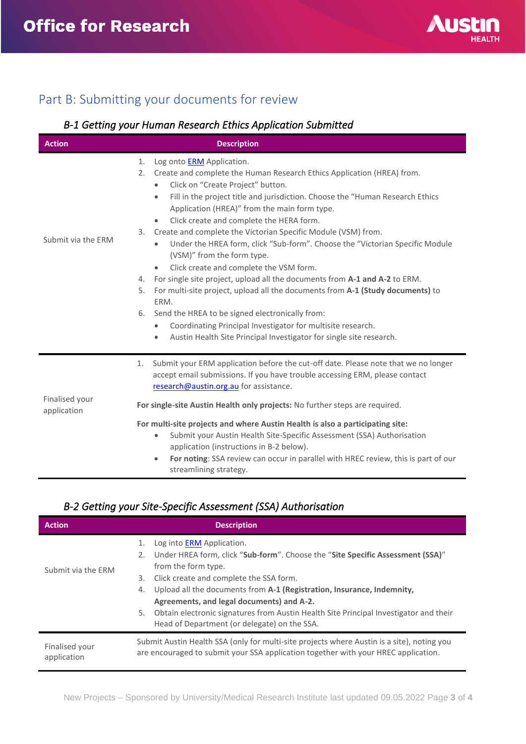# Part B: Submitting your documents for review

### *B-1 Getting your Human Research Ethics Application Submitted*

| Action | Description |
|---|---|
| Submit via the ERM | 1. Log onto [ERM](ERM) Application.<br>2. Create and complete the Human Research Ethics Application (HREA) from.<br>• Click on "Create Project" button.<br>• Fill in the project title and jurisdiction. Choose the "Human Research Ethics Application (HREA)" from the main form type.<br>• Click create and complete the HERA form.<br>3. Create and complete the Victorian Specific Module (VSM) from.<br>• Under the HREA form, click "Sub-form". Choose the "Victorian Specific Module (VSM)" from the form type.<br>• Click create and complete the VSM form.<br>4. For single site project, upload all the documents from **A-1 and A-2** to ERM.<br>5. For multi-site project, upload all the documents from **A-1 (Study documents)** to ERM.<br>6. Send the HREA to be signed electronically from:<br>• Coordinating Principal Investigator for multisite research.<br>• Austin Health Site Principal Investigator for single site research. |
| Finalised your application | 1. Submit your ERM application before the cut-off date. Please note that we no longer accept email submissions. If you have trouble accessing ERM, please contact research@austin.org.au for assistance.<br><br>**For single-site Austin Health only projects:** No further steps are required.<br><br>**For multi-site projects and where Austin Health is also a participating site:**<br>• Submit your Austin Health Site-Specific Assessment (SSA) Authorisation application (instructions in B-2 below).<br>• **For noting**: SSA review can occur in parallel with HREC review, this is part of our streamlining strategy. |

### *B-2 Getting your Site-Specific Assessment (SSA) Authorisation*

| Action | Description |
|---|---|
| Submit via the ERM | 1. Log into [ERM](ERM) Application.<br>2. Under HREA form, click "**Sub-form**". Choose the "**Site Specific Assessment (SSA)**" from the form type.<br>3. Click create and complete the SSA form.<br>4. Upload all the documents from **A-1 (Registration, Insurance, Indemnity, Agreements, and legal documents) and A-2.**<br>5. Obtain electronic signatures from Austin Health Site Principal Investigator and their Head of Department (or delegate) on the SSA. |
| Finalised your application | Submit Austin Health SSA (only for multi-site projects where Austin is a site), noting you are encouraged to submit your SSA application together with your HREC application. |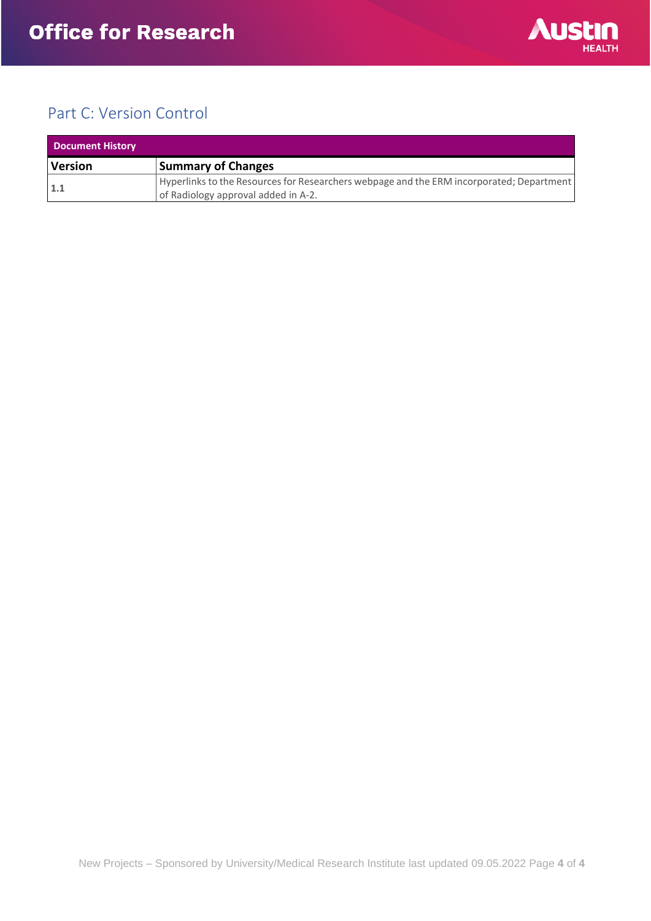## Part C: Version Control

| Document History | |
|---|---|
| **Version** | **Summary of Changes** |
| 1.1 | Hyperlinks to the Resources for Researchers webpage and the ERM incorporated; Department of Radiology approval added in A-2. |